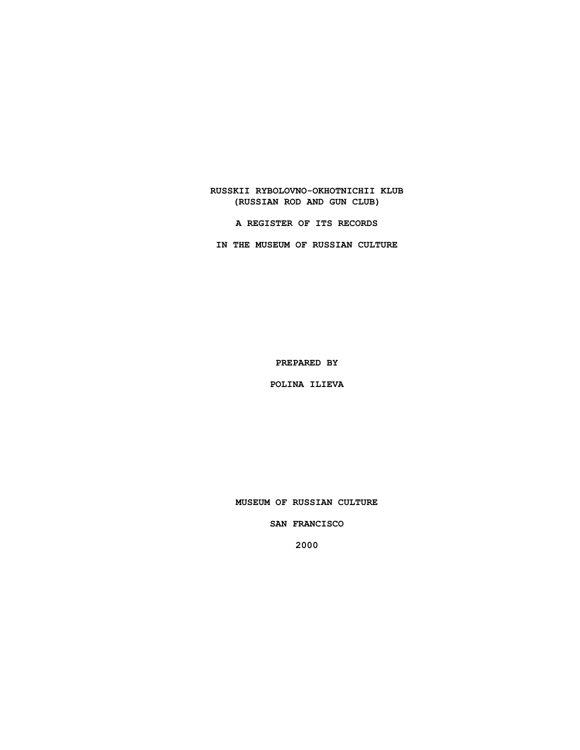# RUSSKII RYBOLOVNO-OKHOTNICHII KLUB
# (RUSSIAN ROD AND GUN CLUB)

## A REGISTER OF ITS RECORDS

## IN THE MUSEUM OF RUSSIAN CULTURE

PREPARED BY

POLINA ILIEVA

MUSEUM OF RUSSIAN CULTURE

SAN FRANCISCO

2000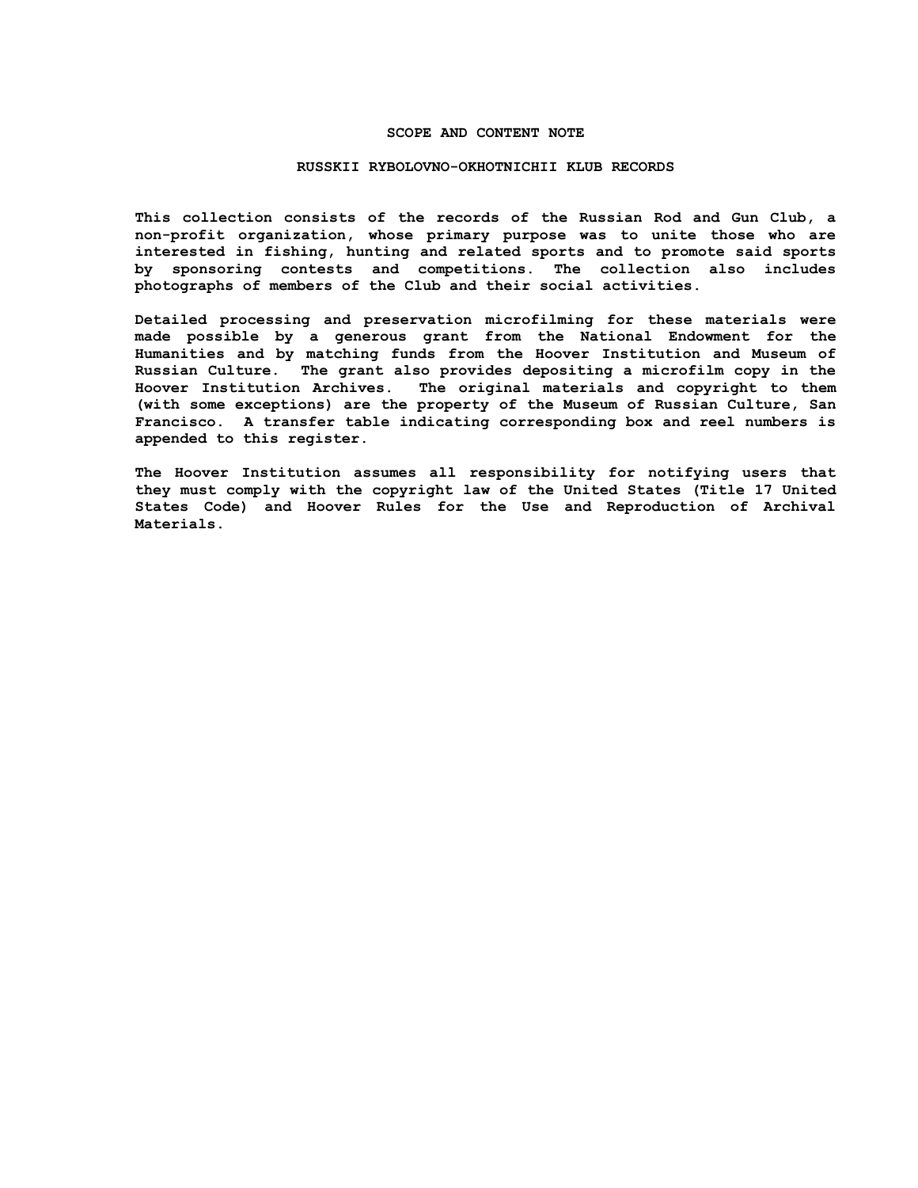## SCOPE AND CONTENT NOTE

### RUSSKII RYBOLOVNO-OKHOTNICHII KLUB RECORDS

This collection consists of the records of the Russian Rod and Gun Club, a non-profit organization, whose primary purpose was to unite those who are interested in fishing, hunting and related sports and to promote said sports by sponsoring contests and competitions. The collection also includes photographs of members of the Club and their social activities.

Detailed processing and preservation microfilming for these materials were made possible by a generous grant from the National Endowment for the Humanities and by matching funds from the Hoover Institution and Museum of Russian Culture. The grant also provides depositing a microfilm copy in the Hoover Institution Archives. The original materials and copyright to them (with some exceptions) are the property of the Museum of Russian Culture, San Francisco. A transfer table indicating corresponding box and reel numbers is appended to this register.

The Hoover Institution assumes all responsibility for notifying users that they must comply with the copyright law of the United States (Title 17 United States Code) and Hoover Rules for the Use and Reproduction of Archival Materials.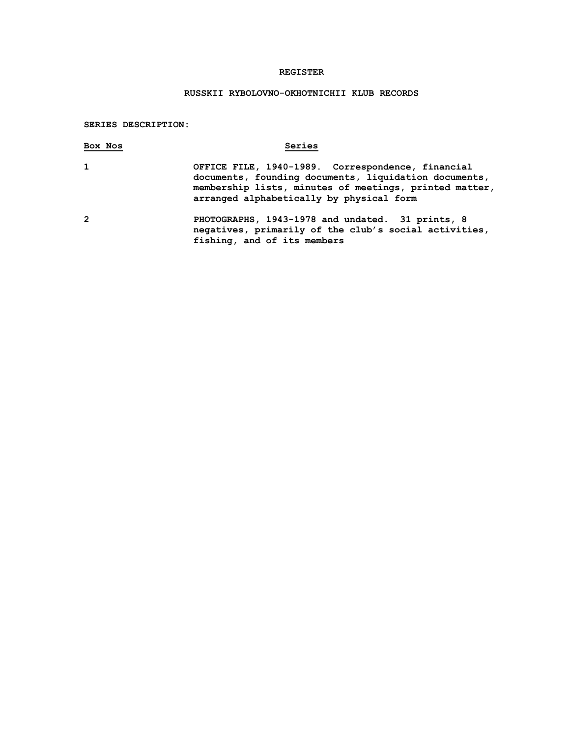**REGISTER**

**RUSSKII RYBOLOVNO-OKHOTNICHII KLUB RECORDS**

**SERIES DESCRIPTION:**

| Box Nos | Series |
| --- | --- |
| 1 | OFFICE FILE, 1940-1989. Correspondence, financial documents, founding documents, liquidation documents, membership lists, minutes of meetings, printed matter, arranged alphabetically by physical form |
| 2 | PHOTOGRAPHS, 1943-1978 and undated. 31 prints, 8 negatives, primarily of the club's social activities, fishing, and of its members |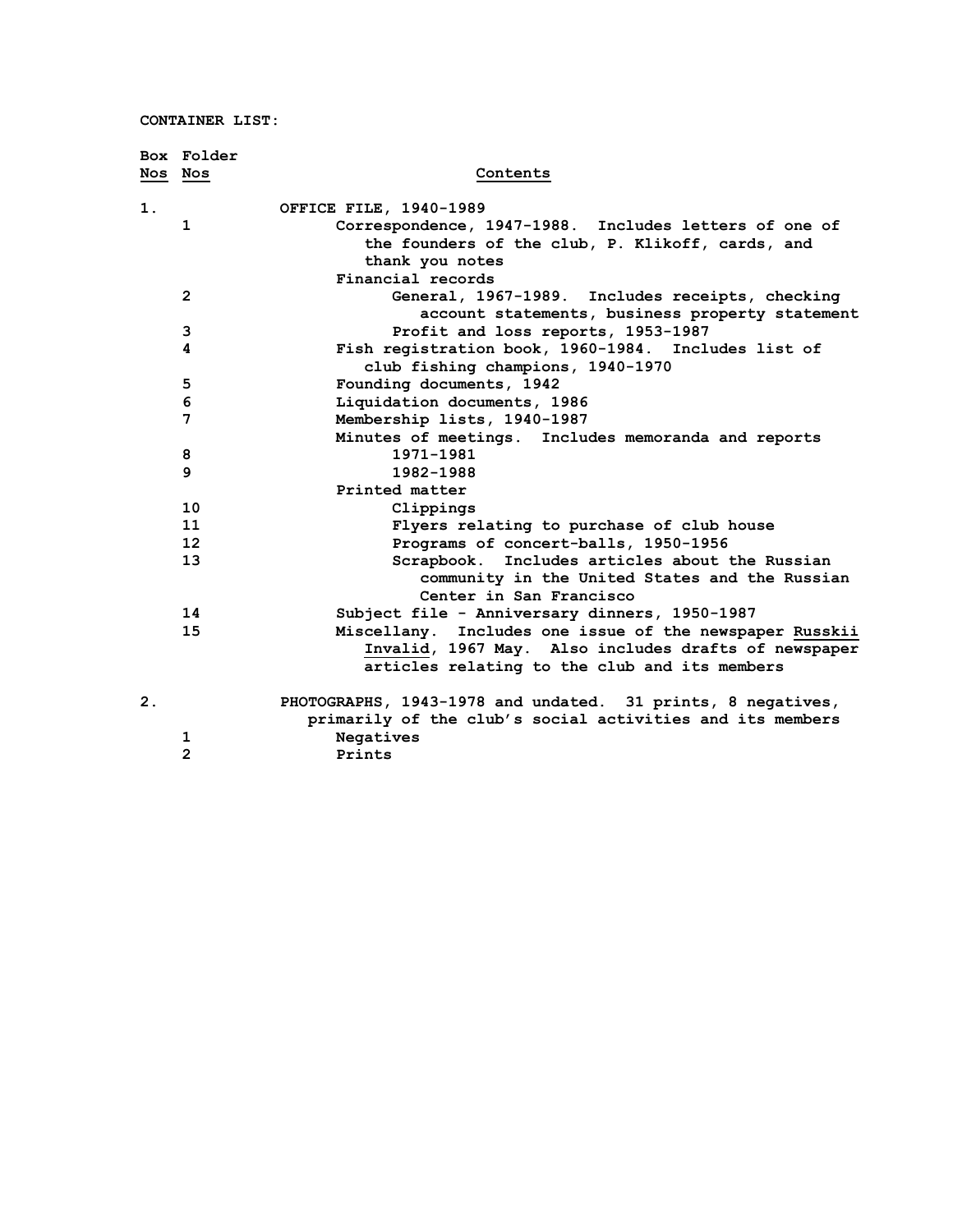**CONTAINER LIST:**

| Box Nos | Folder Nos | Contents |
|---|---|---|
| 1. | | OFFICE FILE, 1940-1989 |
| | 1 | Correspondence, 1947-1988. Includes letters of one of the founders of the club, P. Klikoff, cards, and thank you notes |
| | | Financial records |
| | 2 | General, 1967-1989. Includes receipts, checking account statements, business property statement |
| | 3 | Profit and loss reports, 1953-1987 |
| | 4 | Fish registration book, 1960-1984. Includes list of club fishing champions, 1940-1970 |
| | 5 | Founding documents, 1942 |
| | 6 | Liquidation documents, 1986 |
| | 7 | Membership lists, 1940-1987 |
| | | Minutes of meetings. Includes memoranda and reports |
| | 8 | 1971-1981 |
| | 9 | 1982-1988 |
| | | Printed matter |
| | 10 | Clippings |
| | 11 | Flyers relating to purchase of club house |
| | 12 | Programs of concert-balls, 1950-1956 |
| | 13 | Scrapbook. Includes articles about the Russian community in the United States and the Russian Center in San Francisco |
| | 14 | Subject file - Anniversary dinners, 1950-1987 |
| | 15 | Miscellany. Includes one issue of the newspaper _Russkii Invalid_, 1967 May. Also includes drafts of newspaper articles relating to the club and its members |
| 2. | | PHOTOGRAPHS, 1943-1978 and undated. 31 prints, 8 negatives, primarily of the club's social activities and its members |
| | 1 | Negatives |
| | 2 | Prints |